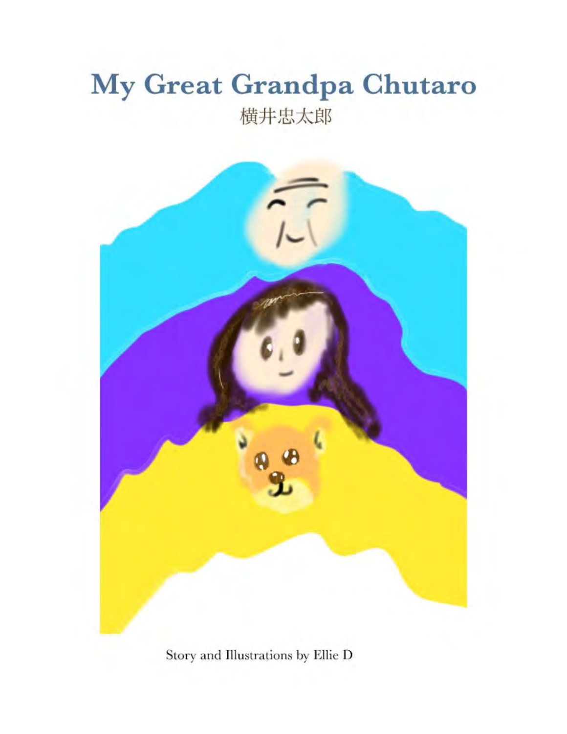# My Great Grandpa Chutaro

横井忠太郎

Story and Illustrations by Ellie D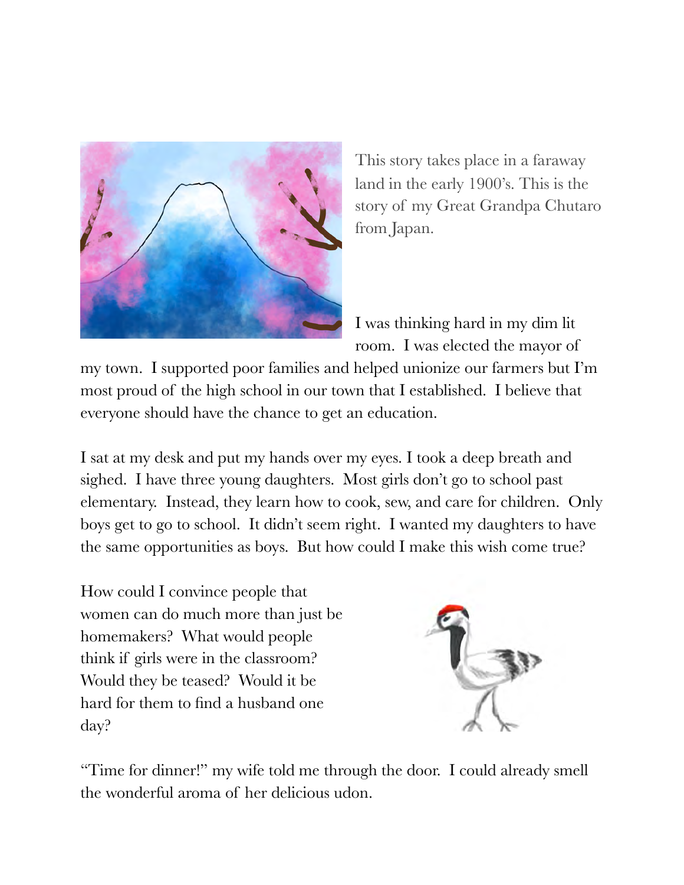This story takes place in a faraway land in the early 1900's. This is the story of my Great Grandpa Chutaro from Japan.

I was thinking hard in my dim lit room. I was elected the mayor of my town. I supported poor families and helped unionize our farmers but I'm most proud of the high school in our town that I established. I believe that everyone should have the chance to get an education.

I sat at my desk and put my hands over my eyes. I took a deep breath and sighed. I have three young daughters. Most girls don't go to school past elementary. Instead, they learn how to cook, sew, and care for children. Only boys get to go to school. It didn't seem right. I wanted my daughters to have the same opportunities as boys. But how could I make this wish come true?

How could I convince people that women can do much more than just be homemakers? What would people think if girls were in the classroom? Would they be teased? Would it be hard for them to find a husband one day?

"Time for dinner!" my wife told me through the door. I could already smell the wonderful aroma of her delicious udon.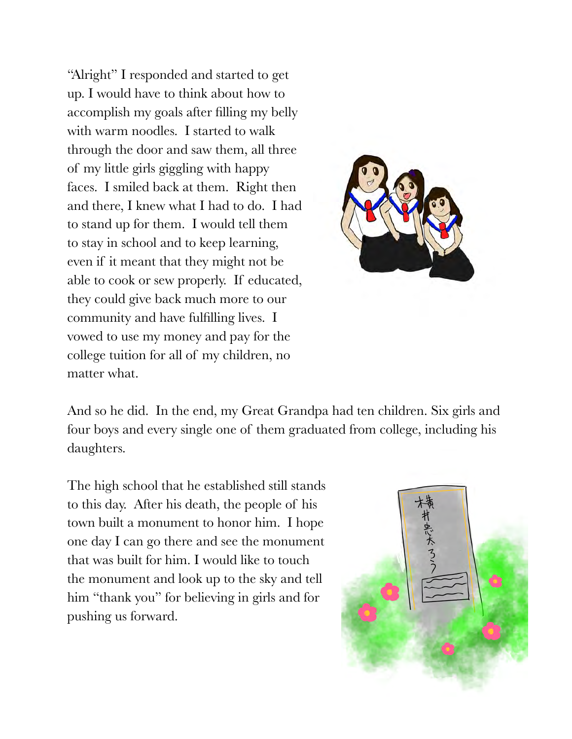"Alright" I responded and started to get up. I would have to think about how to accomplish my goals after filling my belly with warm noodles. I started to walk through the door and saw them, all three of my little girls giggling with happy faces. I smiled back at them. Right then and there, I knew what I had to do. I had to stand up for them. I would tell them to stay in school and to keep learning, even if it meant that they might not be able to cook or sew properly. If educated, they could give back much more to our community and have fulfilling lives. I vowed to use my money and pay for the college tuition for all of my children, no matter what.

And so he did. In the end, my Great Grandpa had ten children. Six girls and four boys and every single one of them graduated from college, including his daughters.

The high school that he established still stands to this day. After his death, the people of his town built a monument to honor him. I hope one day I can go there and see the monument that was built for him. I would like to touch the monument and look up to the sky and tell him "thank you" for believing in girls and for pushing us forward.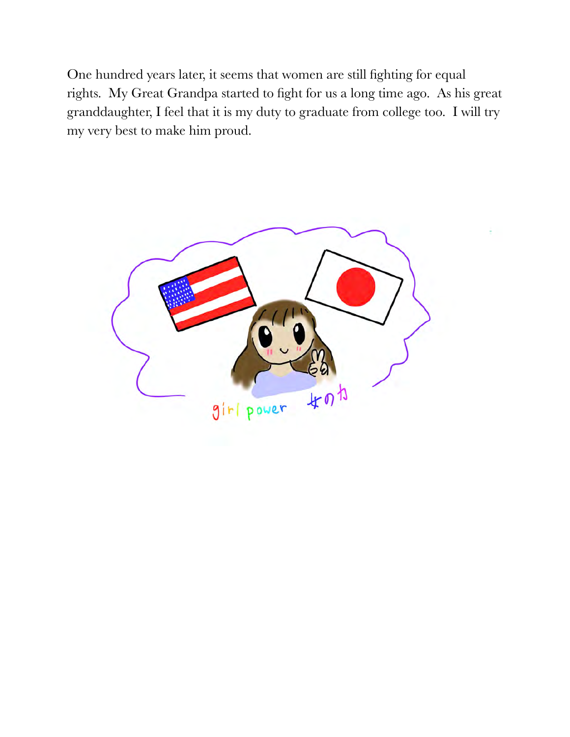One hundred years later, it seems that women are still fighting for equal rights. My Great Grandpa started to fight for us a long time ago. As his great granddaughter, I feel that it is my duty to graduate from college too. I will try my very best to make him proud.